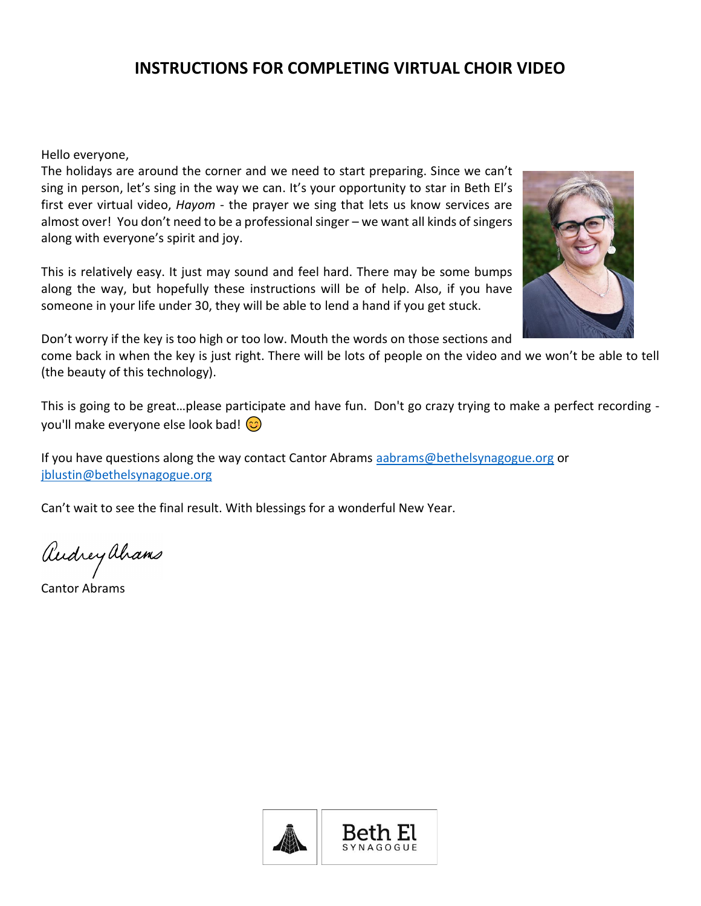# INSTRUCTIONS FOR COMPLETING VIRTUAL CHOIR VIDEO

Hello everyone,
The holidays are around the corner and we need to start preparing. Since we can't sing in person, let's sing in the way we can. It's your opportunity to star in Beth El's first ever virtual video, *Hayom* - the prayer we sing that lets us know services are almost over! You don't need to be a professional singer – we want all kinds of singers along with everyone's spirit and joy.

This is relatively easy. It just may sound and feel hard. There may be some bumps along the way, but hopefully these instructions will be of help. Also, if you have someone in your life under 30, they will be able to lend a hand if you get stuck.

Don't worry if the key is too high or too low. Mouth the words on those sections and come back in when the key is just right. There will be lots of people on the video and we won't be able to tell (the beauty of this technology).

This is going to be great…please participate and have fun. Don't go crazy trying to make a perfect recording - you'll make everyone else look bad! 😊

If you have questions along the way contact Cantor Abrams aabrams@bethelsynagogue.org or jblustin@bethelsynagogue.org

Can't wait to see the final result. With blessings for a wonderful New Year.

Audrey Abrams

Cantor Abrams

Beth El SYNAGOGUE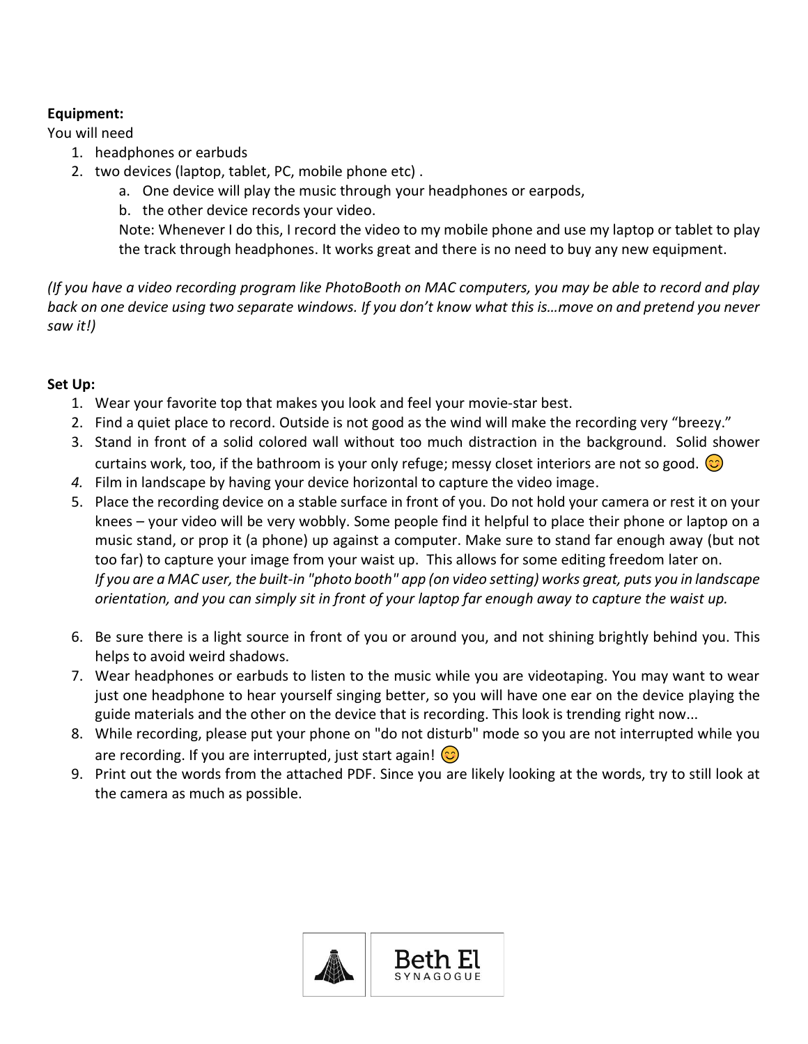**Equipment:**

You will need

1. headphones or earbuds
2. two devices (laptop, tablet, PC, mobile phone etc) .
    a. One device will play the music through your headphones or earpods,
    b. the other device records your video.
    Note: Whenever I do this, I record the video to my mobile phone and use my laptop or tablet to play the track through headphones. It works great and there is no need to buy any new equipment.

*(If you have a video recording program like PhotoBooth on MAC computers, you may be able to record and play back on one device using two separate windows. If you don't know what this is…move on and pretend you never saw it!)*

**Set Up:**

1. Wear your favorite top that makes you look and feel your movie-star best.
2. Find a quiet place to record. Outside is not good as the wind will make the recording very "breezy."
3. Stand in front of a solid colored wall without too much distraction in the background. Solid shower curtains work, too, if the bathroom is your only refuge; messy closet interiors are not so good. 😊
4. Film in landscape by having your device horizontal to capture the video image.
5. Place the recording device on a stable surface in front of you. Do not hold your camera or rest it on your knees – your video will be very wobbly. Some people find it helpful to place their phone or laptop on a music stand, or prop it (a phone) up against a computer. Make sure to stand far enough away (but not too far) to capture your image from your waist up. This allows for some editing freedom later on.
    *If you are a MAC user, the built-in "photo booth" app (on video setting) works great, puts you in landscape orientation, and you can simply sit in front of your laptop far enough away to capture the waist up.*
6. Be sure there is a light source in front of you or around you, and not shining brightly behind you. This helps to avoid weird shadows.
7. Wear headphones or earbuds to listen to the music while you are videotaping. You may want to wear just one headphone to hear yourself singing better, so you will have one ear on the device playing the guide materials and the other on the device that is recording. This look is trending right now...
8. While recording, please put your phone on "do not disturb" mode so you are not interrupted while you are recording. If you are interrupted, just start again! 😊
9. Print out the words from the attached PDF. Since you are likely looking at the words, try to still look at the camera as much as possible.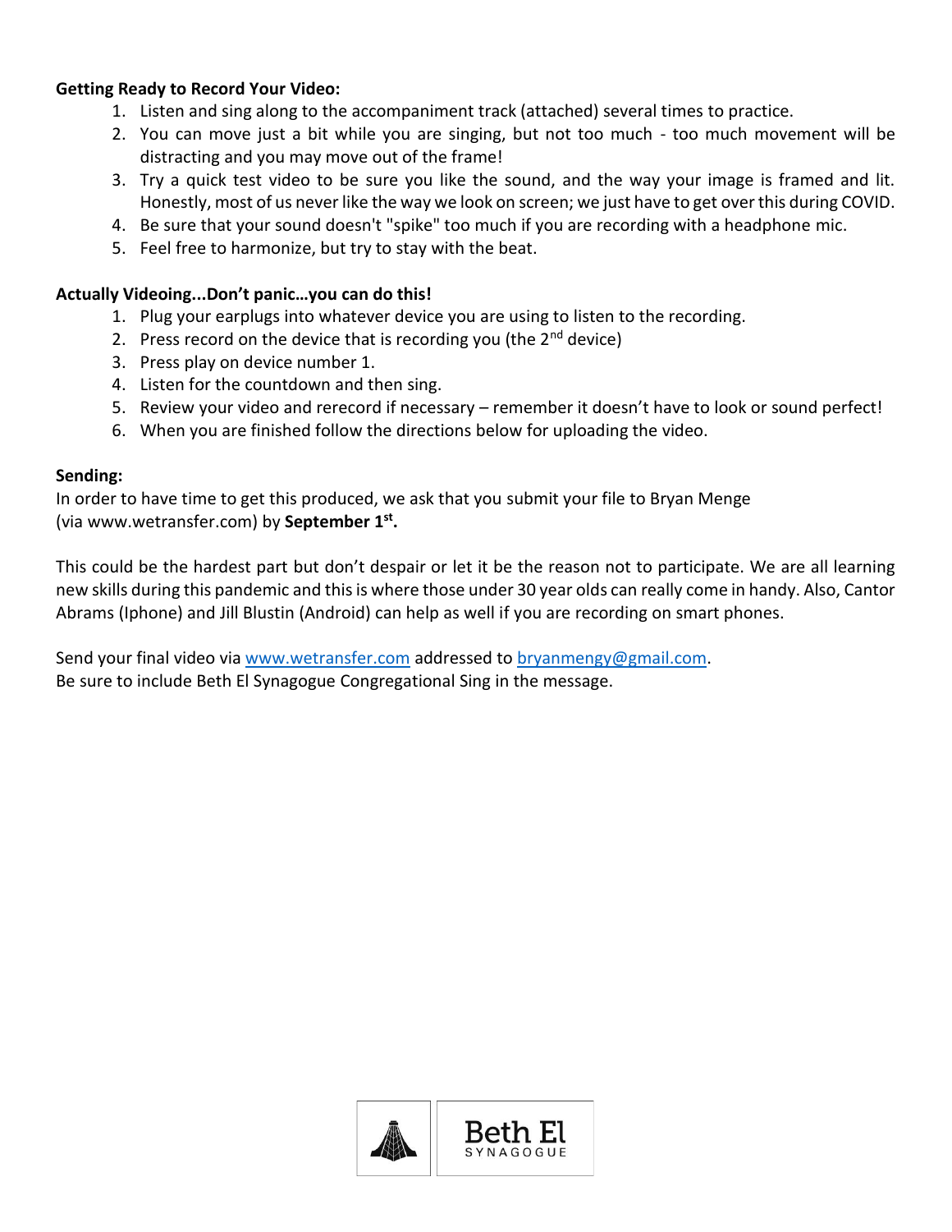**Getting Ready to Record Your Video:**

1. Listen and sing along to the accompaniment track (attached) several times to practice.
2. You can move just a bit while you are singing, but not too much - too much movement will be distracting and you may move out of the frame!
3. Try a quick test video to be sure you like the sound, and the way your image is framed and lit. Honestly, most of us never like the way we look on screen; we just have to get over this during COVID.
4. Be sure that your sound doesn't "spike" too much if you are recording with a headphone mic.
5. Feel free to harmonize, but try to stay with the beat.

**Actually Videoing...Don't panic…you can do this!**

1. Plug your earplugs into whatever device you are using to listen to the recording.
2. Press record on the device that is recording you (the 2nd device)
3. Press play on device number 1.
4. Listen for the countdown and then sing.
5. Review your video and rerecord if necessary – remember it doesn't have to look or sound perfect!
6. When you are finished follow the directions below for uploading the video.

**Sending:**

In order to have time to get this produced, we ask that you submit your file to Bryan Menge (via www.wetransfer.com) by **September 1st.**

This could be the hardest part but don't despair or let it be the reason not to participate. We are all learning new skills during this pandemic and this is where those under 30 year olds can really come in handy. Also, Cantor Abrams (Iphone) and Jill Blustin (Android) can help as well if you are recording on smart phones.

Send your final video via [www.wetransfer.com](http://www.wetransfer.com) addressed to [bryanmengy@gmail.com](mailto:bryanmengy@gmail.com).
Be sure to include Beth El Synagogue Congregational Sing in the message.

Beth El
SYNAGOGUE